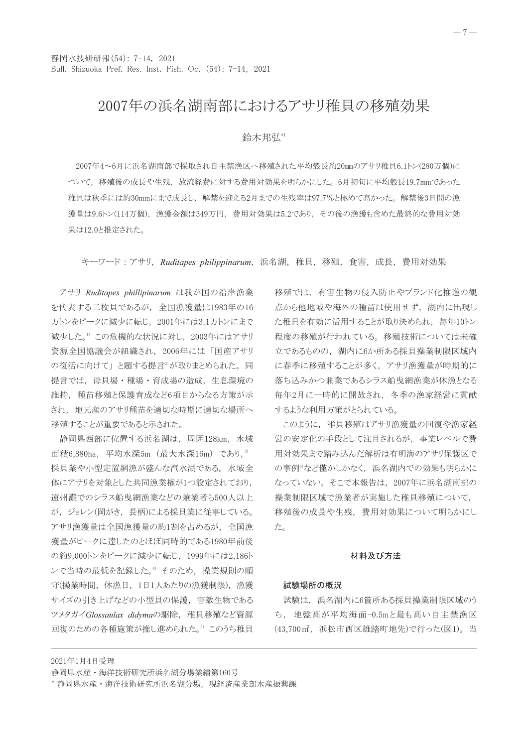# 2007年の浜名湖南部におけるアサリ稚貝の移殖効果

鈴木邦弘[*1]

2007年4～6月に浜名湖南部で採取され自主禁漁区へ移殖された平均殻長約20㎜のアサリ稚貝6.1トン(280万個)について，移殖後の成長や生残，放流経費に対する費用対効果を明らかにした。6月初旬に平均殻長19.7mmであった稚貝は秋季には約30mmにまで成長し，解禁を迎える2月までの生残率は97.7%と極めて高かった。解禁後3日間の漁獲量は9.6トン(114万個)，漁獲金額は349万円，費用対効果は5.2であり，その後の漁獲も含めた最終的な費用対効果は12.0と推定された。

キーワード：アサリ，*Ruditapes philippinarum*，浜名湖，稚貝，移殖，食害，成長，費用対効果

アサリ *Ruditapes phillipinarum* は我が国の沿岸漁業を代表する二枚貝であるが，全国漁獲量は1983年の16万トンをピークに減少に転じ，2001年には3.1万トンにまで減少した。[1] この危機的な状況に対し，2003年にはアサリ資源全国協議会が組織され，2006年には「国産アサリの復活に向けて」と題する提言[2]が取りまとめられた。同提言では，母貝場・種場・育成場の造成，生息環境の維持，種苗移殖と保護育成など6項目からなる方策が示され，地元産のアサリ種苗を適切な時期に適切な場所へ移殖することが重要であると示された。

静岡県西部に位置する浜名湖は，周囲128km，水域面積6,880ha，平均水深5m（最大水深16m）であり，[3] 採貝業や小型定置網漁が盛んな汽水湖である。水域全体にアサリを対象とした共同漁業権が1つ設定されており，遠州灘でのシラス船曳網漁業などの兼業者ら500人以上が，ジョレン(腰がき，長柄)による採貝業に従事している。アサリ漁獲量は全国漁獲量の約1割を占めるが，全国漁獲量がピークに達したのとほぼ同時的である1980年前後の約9,000トンをピークに減少に転じ，1999年には2,186トンで当時の最低を記録した。[4] そのため，操業規則の順守(操業時間，休漁日，1日1人あたりの漁獲制限)，漁獲サイズの引き上げなどの小型貝の保護，害敵生物であるツメタガイ*Glossaulax didyma*の駆除，稚貝移殖など資源回復のための各種施策が推し進められた。[5] このうち稚貝移殖では，有害生物の侵入防止やブランド化推進の観点から他地域や海外の種苗は使用せず，湖内に出現した稚貝を有効に活用することが取り決められ，毎年10トン程度の移殖が行われている。移殖技術については未確立であるものの，湖内に6か所ある採貝操業制限区域内に春季に移殖することが多く，アサリ漁獲量が時期的に落ち込みかつ兼業であるシラス船曳網漁業が休漁となる毎年2月に一時的に開放され，冬季の漁家経営に貢献するような利用方策がとられている。

このように，稚貝移殖はアサリ漁獲量の回復や漁家経営の安定化の手段として注目されるが，事業レベルで費用対効果まで踏み込んだ解析は有明海のアサリ保護区での事例[6]など僅かしかなく，浜名湖内での効果も明らかになっていない。そこで本報告は，2007年に浜名湖南部の操業制限区域で漁業者が実施した稚貝移殖について，移殖後の成長や生残，費用対効果について明らかにした。

## 材料及び方法

### 試験場所の概況

試験は，浜名湖内に6箇所ある採貝操業制限区域のうち，地盤高が平均海面-0.5mと最も高い自主禁漁区(43,700㎡，浜松市西区雄踏町地先)で行った(図1)。当

---

2021年1月4日受理

静岡県水産・海洋技術研究所浜名湖分場業績第160号

[*1]静岡県水産・海洋技術研究所浜名湖分場，現経済産業部水産振興課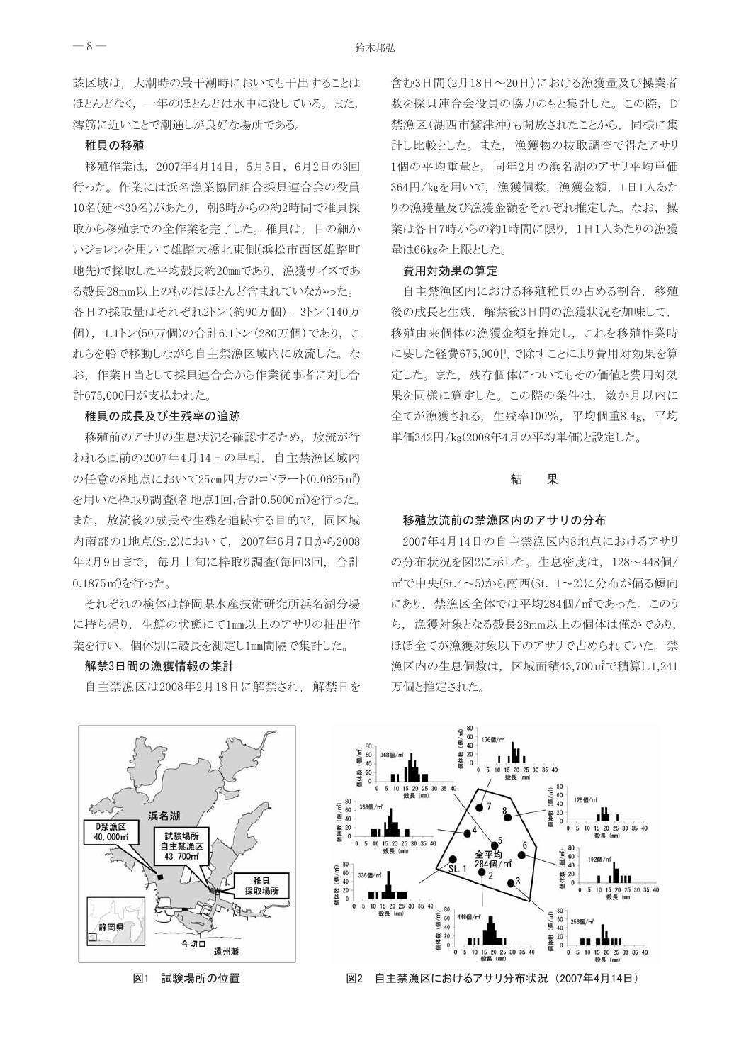該区域は，大潮時の最干潮時においても干出することはほとんどなく，一年のほとんどは水中に没している。また，澪筋に近いことで潮通しが良好な場所である。

### 稚貝の移殖

移殖作業は，2007年4月14日，5月5日，6月2日の3回行った。作業には浜名漁業協同組合採貝連合会の役員10名(延べ30名)があたり，朝6時からの約2時間で稚貝採取から移殖までの全作業を完了した。稚貝は，目の細かいジョレンを用いて雄踏大橋北東側(浜松市西区雄踏町地先)で採取した平均殻長約20mmであり，漁獲サイズである殻長28mm以上のものはほとんど含まれていなかった。各日の採取量はそれぞれ2トン(約90万個)，3トン(140万個)，1.1トン(50万個)の合計6.1トン(280万個)であり，これらを船で移動しながら自主禁漁区域内に放流した。なお，作業日当として採貝連合会から作業従事者に対し合計675,000円が支払われた。

### 稚貝の成長及び生残率の追跡

移殖前のアサリの生息状況を確認するため，放流が行われる直前の2007年4月14日の早朝，自主禁漁区域内の任意の8地点において25cm四方のコドラート(0.0625㎡)を用いた枠取り調査(各地点1回,合計0.5000㎡)を行った。また，放流後の成長や生残を追跡する目的で，同区域内南部の1地点(St.2)において，2007年6月7日から2008年2月9日まで，毎月上旬に枠取り調査(毎回3回，合計0.1875㎡)を行った。

それぞれの検体は静岡県水産技術研究所浜名湖分場に持ち帰り，生鮮の状態にて1mm以上のアサリの抽出作業を行い，個体別に殻長を測定し1mm間隔で集計した。

### 解禁3日間の漁獲情報の集計

自主禁漁区は2008年2月18日に解禁され，解禁日を含む3日間(2月18日～20日)における漁獲量及び操業者数を採貝連合会役員の協力のもと集計した。この際，D禁漁区(湖西市鷲津沖)も開放されたことから，同様に集計し比較とした。また，漁獲物の抜取調査で得たアサリ1個の平均重量と，同年2月の浜名湖のアサリ平均単価364円/kgを用いて，漁獲個数，漁獲金額，1日1人あたりの漁獲量及び漁獲金額をそれぞれ推定した。なお，操業は各日7時からの約1時間に限り，1日1人あたりの漁獲量は66kgを上限とした。

### 費用対効果の算定

自主禁漁区内における移殖稚貝の占める割合，移殖後の成長と生残，解禁後3日間の漁獲状況を加味して，移殖由来個体の漁獲金額を推定し，これを移殖作業時に要した経費675,000円で除すことにより費用対効果を算定した。また，残存個体についてもその価値と費用対効果を同様に算定した。この際の条件は，数か月以内に全てが漁獲される，生残率100%，平均個重8.4g，平均単価342円/kg(2008年4月の平均単価)と設定した。

## 結　果

### 移殖放流前の禁漁区内のアサリの分布

2007年4月14日の自主禁漁区内8地点におけるアサリの分布状況を図2に示した。生息密度は，128～448個/㎡で中央(St.4～5)から南西(St. 1～2)に分布が偏る傾向にあり，禁漁区全体では平均284個/㎡であった。このうち，漁獲対象となる殻長28mm以上の個体は僅かであり，ほぼ全てが漁獲対象以下のアサリで占められていた。禁漁区内の生息個数は，区域面積43,700㎡で積算し1,241万個と推定された。

図1　試験場所の位置

図2　自主禁漁区におけるアサリ分布状況（2007年4月14日）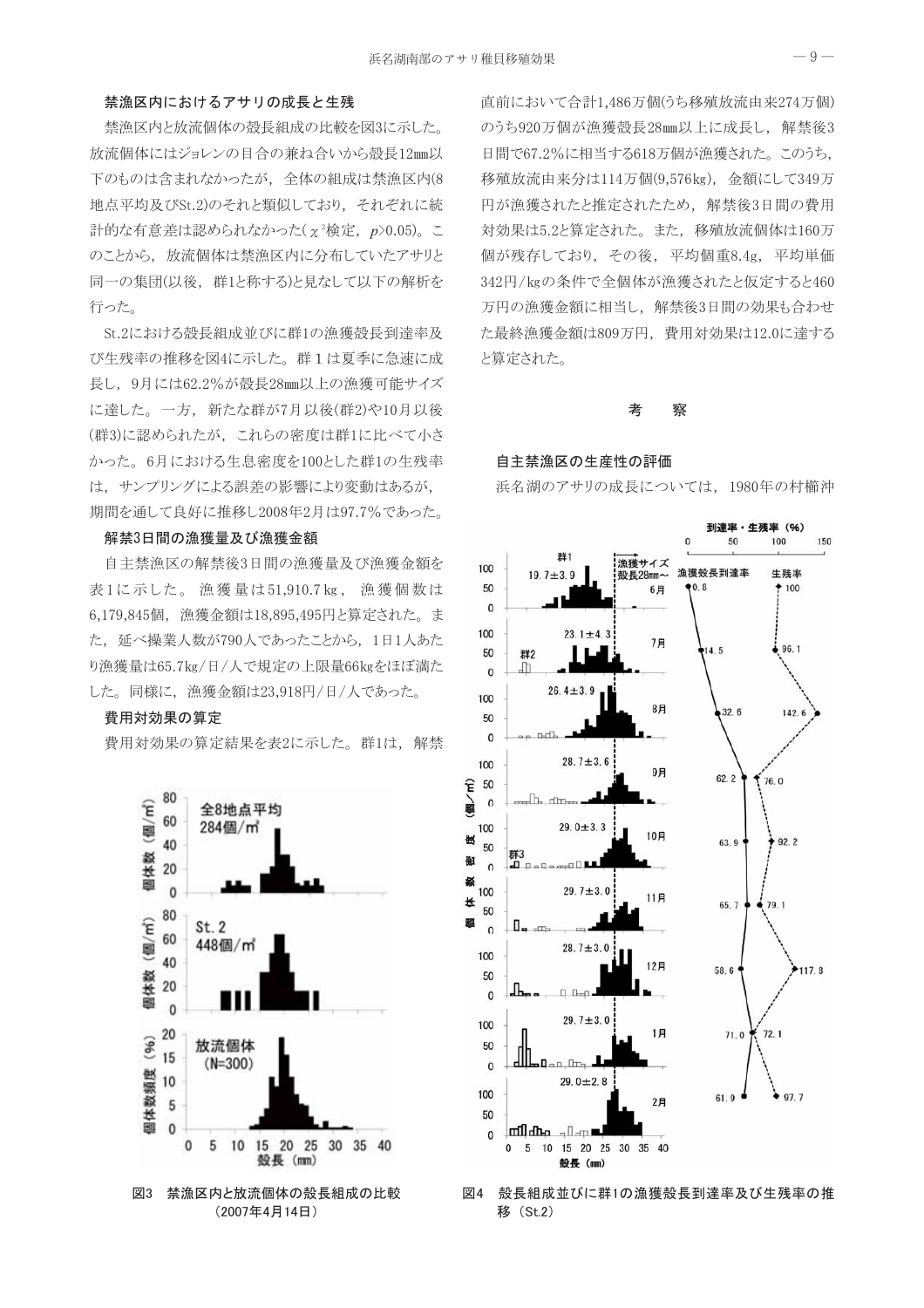### 禁漁区内におけるアサリの成長と生残

禁漁区内と放流個体の殻長組成の比較を図3に示した。放流個体にはジョレンの目合の兼ね合いから殻長12mm以下のものは含まれなかったが，全体の組成は禁漁区内(8地点平均及びSt.2)のそれと類似しており，それぞれに統計的な有意差は認められなかった($\chi^2$検定，$p$>0.05)。このことから，放流個体は禁漁区内に分布していたアサリと同一の集団(以後，群1と称する)と見なして以下の解析を行った。

St.2における殻長組成並びに群1の漁獲殻長到達率及び生残率の推移を図4に示した。群１は夏季に急速に成長し，9月には62.2%が殻長28mm以上の漁獲可能サイズに達した。一方，新たな群が7月以後(群2)や10月以後(群3)に認められたが，これらの密度は群1に比べて小さかった。6月における生息密度を100とした群1の生残率は，サンプリングによる誤差の影響により変動はあるが，期間を通して良好に推移し2008年2月は97.7%であった。

### 解禁3日間の漁獲量及び漁獲金額

自主禁漁区の解禁後3日間の漁獲量及び漁獲金額を表1に示した。漁獲量は51,910.7kg，漁獲個数は6,179,845個，漁獲金額は18,895,495円と算定された。また，延べ操業人数が790人であったことから，1日1人あたり漁獲量は65.7kg/日/人で規定の上限量66kgをほぼ満たした。同様に，漁獲金額は23,918円/日/人であった。

### 費用対効果の算定

費用対効果の算定結果を表2に示した。群1は，解禁直前において合計1,486万個(うち移殖放流由来274万個)のうち920万個が漁獲殻長28mm以上に成長し，解禁後3日間で67.2%に相当する618万個が漁獲された。このうち，移殖放流由来分は114万個(9,576kg)，金額にして349万円が漁獲されたと推定されたため，解禁後3日間の費用対効果は5.2と算定された。また，移殖放流個体は160万個が残存しており，その後，平均個重8.4g，平均単価342円/kgの条件で全個体が漁獲されたと仮定すると460万円の漁獲金額に相当し，解禁後3日間の効果も合わせた最終漁獲金額は809万円，費用対効果は12.0に達すると算定された。

図3　禁漁区内と放流個体の殻長組成の比較（2007年4月14日）

図4　殻長組成並びに群1の漁獲殻長到達率及び生残率の推移（St.2）

## 考　　察

### 自主禁漁区の生産性の評価

浜名湖のアサリの成長については，1980年の村櫛沖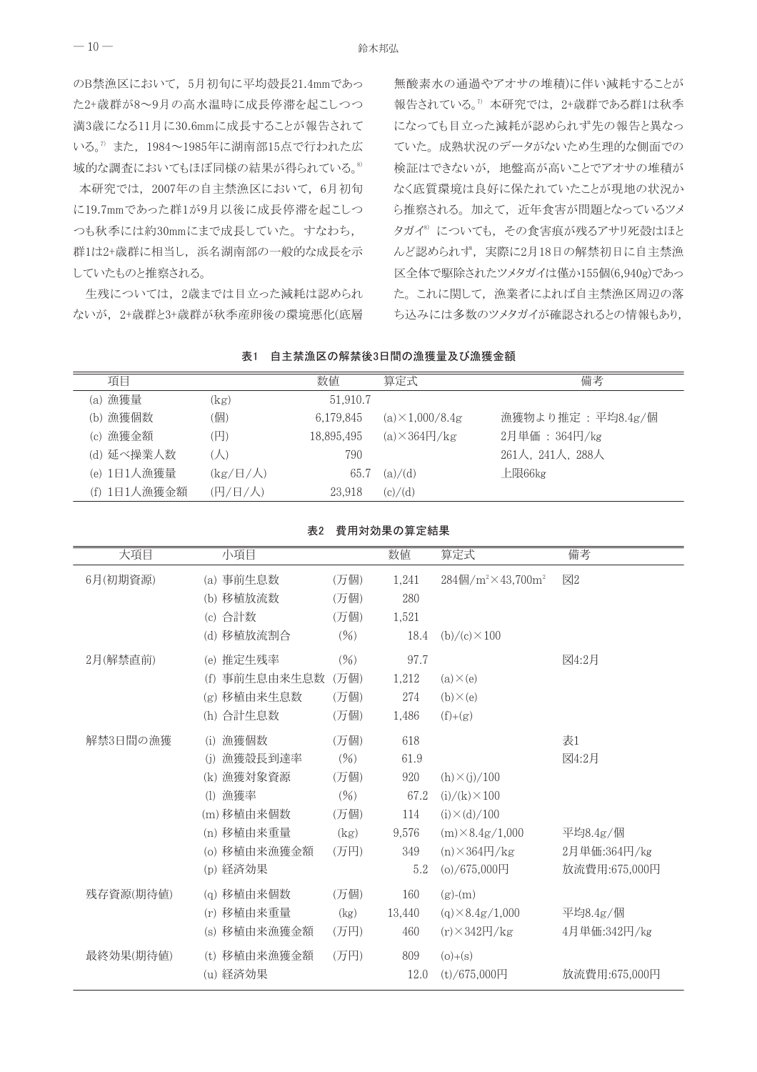のB禁漁区において，5月初旬に平均殻長21.4mmであった2+歳群が8～9月の高水温時に成長停滞を起こしつつ満3歳になる11月に30.6mmに成長することが報告されている。[7] また，1984～1985年に湖南部15点で行われた広域的な調査においてもほぼ同様の結果が得られている。[8]

本研究では，2007年の自主禁漁区において，6月初旬に19.7mmであった群1が9月以後に成長停滞を起こしつつも秋季には約30mmにまで成長していた。すなわち，群1は2+歳群に相当し，浜名湖南部の一般的な成長を示していたものと推察される。

生残については，2歳までは目立った減耗は認められないが，2+歳群と3+歳群が秋季産卵後の環境悪化(底層無酸素水の通過やアオサの堆積)に伴い減耗することが報告されている。[7] 本研究では，2+歳群である群1は秋季になっても目立った減耗が認められず先の報告と異なっていた。成熟状況のデータがないため生理的な側面での検証はできないが，地盤高が高いことでアオサの堆積がなく底質環境は良好に保たれていたことが現地の状況から推察される。加えて，近年食害が問題となっているツメタガイ[8] についても，その食害痕が残るアサリ死殻はほとんど認められず，実際に2月18日の解禁初日に自主禁漁区全体で駆除されたツメタガイは僅か155個(6,940g)であった。これに関して，漁業者によれば自主禁漁区周辺の落ち込みには多数のツメタガイが確認されるとの情報もあり，

**表1　自主禁漁区の解禁後3日間の漁獲量及び漁獲金額**

| 項目 | | 数値 | 算定式 | 備考 |
|---|---|---|---|---|
| (a) 漁獲量 | (kg) | 51,910.7 | | |
| (b) 漁獲個数 | (個) | 6,179,845 | (a)×1,000/8.4g | 漁獲物より推定：平均8.4g/個 |
| (c) 漁獲金額 | (円) | 18,895,495 | (a)×364円/kg | 2月単価：364円/kg |
| (d) 延べ操業人数 | (人) | 790 | | 261人，241人，288人 |
| (e) 1日1人漁獲量 | (kg/日/人) | 65.7 | (a)/(d) | 上限66kg |
| (f) 1日1人漁獲金額 | (円/日/人) | 23,918 | (c)/(d) | |

**表2　費用対効果の算定結果**

| 大項目 | 小項目 | | 数値 | 算定式 | 備考 |
|---|---|---|---|---|---|
| 6月(初期資源) | (a) 事前生息数 | (万個) | 1,241 | 284個/m²×43,700m² | 図2 |
| | (b) 移植放流数 | (万個) | 280 | | |
| | (c) 合計数 | (万個) | 1,521 | | |
| | (d) 移植放流割合 | (%) | 18.4 | (b)/(c)×100 | |
| 2月(解禁直前) | (e) 推定生残率 | (%) | 97.7 | | 図4:2月 |
| | (f) 事前生息由来生息数 | (万個) | 1,212 | (a)×(e) | |
| | (g) 移植由来生息数 | (万個) | 274 | (b)×(e) | |
| | (h) 合計生息数 | (万個) | 1,486 | (f)+(g) | |
| 解禁3日間の漁獲 | (i) 漁獲個数 | (万個) | 618 | | 表1 |
| | (j) 漁獲殻長到達率 | (%) | 61.9 | | 図4:2月 |
| | (k) 漁獲対象資源 | (万個) | 920 | (h)×(j)/100 | |
| | (l) 漁獲率 | (%) | 67.2 | (i)/(k)×100 | |
| | (m) 移植由来個数 | (万個) | 114 | (i)×(d)/100 | |
| | (n) 移植由来重量 | (kg) | 9,576 | (m)×8.4g/1,000 | 平均8.4g/個 |
| | (o) 移植由来漁獲金額 | (万円) | 349 | (n)×364円/kg | 2月単価:364円/kg |
| | (p) 経済効果 | | 5.2 | (o)/675,000円 | 放流費用:675,000円 |
| 残存資源(期待値) | (q) 移植由来個数 | (万個) | 160 | (g)-(m) | |
| | (r) 移植由来重量 | (kg) | 13,440 | (q)×8.4g/1,000 | 平均8.4g/個 |
| | (s) 移植由来漁獲金額 | (万円) | 460 | (r)×342円/kg | 4月単価:342円/kg |
| 最終効果(期待値) | (t) 移植由来漁獲金額 | (万円) | 809 | (o)+(s) | |
| | (u) 経済効果 | | 12.0 | (t)/675,000円 | 放流費用:675,000円 |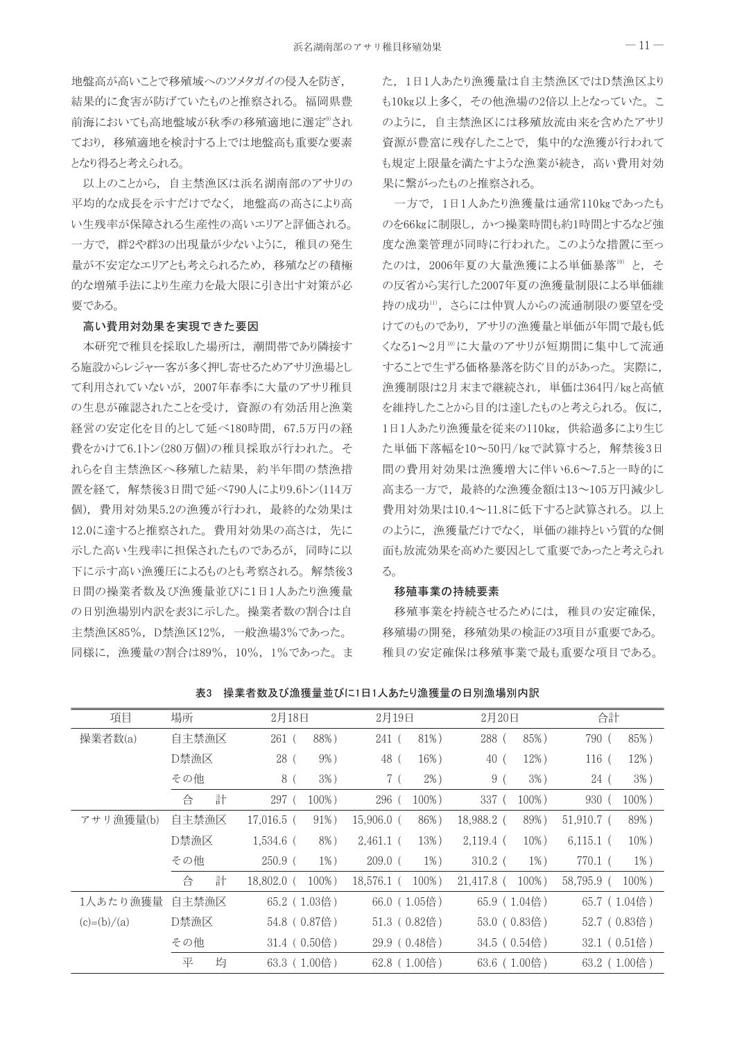地盤高が高いことで移殖域へのツメタガイの侵入を防ぎ，結果的に食害が防げていたものと推察される。福岡県豊前海においても高地盤域が秋季の移殖適地に選定[9]されており，移殖適地を検討する上では地盤高も重要な要素となり得ると考えられる。

以上のことから，自主禁漁区は浜名湖南部のアサリの平均的な成長を示すだけでなく，地盤高の高さにより高い生残率が保障される生産性の高いエリアと評価される。一方で，群2や群3の出現量が少ないように，稚貝の発生量が不安定なエリアとも考えられるため，移殖などの積極的な増殖手法により生産力を最大限に引き出す対策が必要である。

### 高い費用対効果を実現できた要因

本研究で稚貝を採取した場所は，潮間帯であり隣接する施設からレジャー客が多く押し寄せるためアサリ漁場として利用されていないが，2007年春季に大量のアサリ稚貝の生息が確認されたことを受け，資源の有効活用と漁業経営の安定化を目的として延べ180時間，67.5万円の経費をかけて6.1トン(280万個)の稚貝採取が行われた。それらを自主禁漁区へ移殖した結果，約半年間の禁漁措置を経て，解禁後3日間で延べ790人により9.6トン(114万個)，費用対効果5.2の漁獲が行われ，最終的な効果は12.0に達すると推察された。費用対効果の高さは，先に示した高い生残率に担保されたものであるが，同時に以下に示す高い漁獲圧によるものとも考察される。解禁後3日間の操業者数及び漁獲量並びに1日1人あたり漁獲量の日別漁場別内訳を表3に示した。操業者数の割合は自主禁漁区85%，D禁漁区12%，一般漁場3%であった。同様に，漁獲量の割合は89%，10%，1%であった。また，1日1人あたり漁獲量は自主禁漁区ではD禁漁区よりも10kg以上多く，その他漁場の2倍以上となっていた。このように，自主禁漁区には移殖放流由来を含めたアサリ資源が豊富に残存したことで，集中的な漁獲が行われても規定上限量を満たすような漁業が続き，高い費用対効果に繋がったものと推察される。

一方で，1日1人あたり漁獲量は通常110kgであったものを66kgに制限し，かつ操業時間も約1時間とするなど強度な漁業管理が同時に行われた。このような措置に至ったのは，2006年夏の大量漁獲による単価暴落[10]と，その反省から実行した2007年夏の漁獲量制限による単価維持の成功[11]，さらには仲買人からの流通制限の要望を受けてのものであり，アサリの漁獲量と単価が年間で最も低くなる1～2月[10]に大量のアサリが短期間に集中して流通することで生ずる価格暴落を防ぐ目的があった。実際に，漁獲制限は2月末まで継続され，単価は364円/kgと高値を維持したことから目的は達したものと考えられる。仮に，1日1人あたり漁獲量を従来の110kg，供給過多により生じた単価下落幅を10～50円/kgで試算すると，解禁後3日間の費用対効果は漁獲増大に伴い6.6～7.5と一時的に高まる一方で，最終的な漁獲金額は13～105万円減少し費用対効果は10.4～11.8に低下すると試算される。以上のように，漁獲量だけでなく，単価の維持という質的な側面も放流効果を高めた要因として重要であったと考えられる。

### 移殖事業の持続要素

移殖事業を持続させるためには，稚貝の安定確保，移殖場の開発，移殖効果の検証の3項目が重要である。稚貝の安定確保は移殖事業で最も重要な項目である。

表3　操業者数及び漁獲量並びに1日1人あたり漁獲量の日別漁場別内訳

| 項目 | 場所 | 2月18日 | 2月19日 | 2月20日 | 合計 |
|---|---|---|---|---|---|
| 操業者数(a) | 自主禁漁区 | 261 ( 88%) | 241 ( 81%) | 288 ( 85%) | 790 ( 85%) |
| | D禁漁区 | 28 ( 9%) | 48 ( 16%) | 40 ( 12%) | 116 ( 12%) |
| | その他 | 8 ( 3%) | 7 ( 2%) | 9 ( 3%) | 24 ( 3%) |
| | 合　計 | 297 ( 100%) | 296 ( 100%) | 337 ( 100%) | 930 ( 100%) |
| アサリ漁獲量(b) | 自主禁漁区 | 17,016.5 ( 91%) | 15,906.0 ( 86%) | 18,988.2 ( 89%) | 51,910.7 ( 89%) |
| | D禁漁区 | 1,534.6 ( 8%) | 2,461.1 ( 13%) | 2,119.4 ( 10%) | 6,115.1 ( 10%) |
| | その他 | 250.9 ( 1%) | 209.0 ( 1%) | 310.2 ( 1%) | 770.1 ( 1%) |
| | 合　計 | 18,802.0 ( 100%) | 18,576.1 ( 100%) | 21,417.8 ( 100%) | 58,795.9 ( 100%) |
| 1人あたり漁獲量 (c)=(b)/(a) | 自主禁漁区 | 65.2 ( 1.03倍) | 66.0 ( 1.05倍) | 65.9 ( 1.04倍) | 65.7 ( 1.04倍) |
| | D禁漁区 | 54.8 ( 0.87倍) | 51.3 ( 0.82倍) | 53.0 ( 0.83倍) | 52.7 ( 0.83倍) |
| | その他 | 31.4 ( 0.50倍) | 29.9 ( 0.48倍) | 34.5 ( 0.54倍) | 32.1 ( 0.51倍) |
| | 平　均 | 63.3 ( 1.00倍) | 62.8 ( 1.00倍) | 63.6 ( 1.00倍) | 63.2 ( 1.00倍) |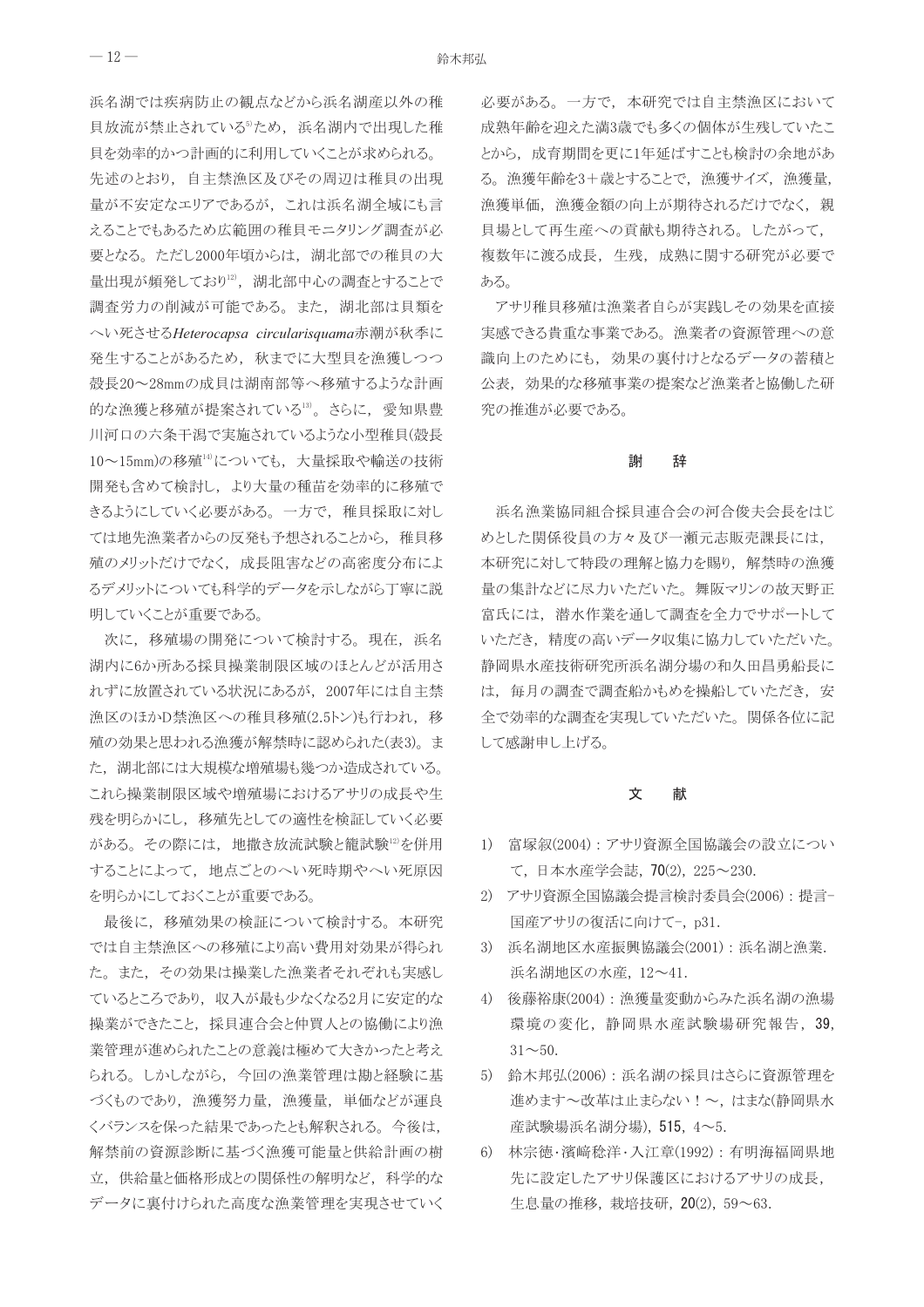浜名湖では疾病防止の観点などから浜名湖産以外の稚貝放流が禁止されている[5]ため，浜名湖内で出現した稚貝を効率的かつ計画的に利用していくことが求められる。先述のとおり，自主禁漁区及びその周辺は稚貝の出現量が不安定なエリアであるが，これは浜名湖全域にも言えることでもあるため広範囲の稚貝モニタリング調査が必要となる。ただし2000年頃からは，湖北部での稚貝の大量出現が頻発しており[12]，湖北部中心の調査とすることで調査労力の削減が可能である。また，湖北部は貝類をへい死させる*Heterocapsa circularisquama*赤潮が秋季に発生することがあるため，秋までに大型貝を漁獲しつつ殻長20～28mmの成貝は湖南部等へ移殖するような計画的な漁獲と移殖が提案されている[13]。さらに，愛知県豊川河口の六条干潟で実施されているような小型稚貝(殻長10～15mm)の移殖[14]についても，大量採取や輸送の技術開発も含めて検討し，より大量の種苗を効率的に移殖できるようにしていく必要がある。一方で，稚貝採取に対しては地先漁業者からの反発も予想されることから，稚貝移殖のメリットだけでなく，成長阻害などの高密度分布によるデメリットについても科学的データを示しながら丁寧に説明していくことが重要である。

次に，移殖場の開発について検討する。現在，浜名湖内に6か所ある採貝操業制限区域のほとんどが活用されずに放置されている状況にあるが，2007年には自主禁漁区のほかD禁漁区への稚貝移殖(2.5トン)も行われ，移殖の効果と思われる漁獲が解禁時に認められた(表3)。また，湖北部には大規模な増殖場も幾つか造成されている。これら操業制限区域や増殖場におけるアサリの成長や生残を明らかにし，移殖先としての適性を検証していく必要がある。その際には，地撒き放流試験と籠試験[12]を併用することによって，地点ごとのへい死時期やへい死原因を明らかにしておくことが重要である。

最後に，移殖効果の検証について検討する。本研究では自主禁漁区への移殖により高い費用対効果が得られた。また，その効果は操業した漁業者それぞれも実感しているところであり，収入が最も少なくなる2月に安定的な操業ができたこと，採貝連合会と仲買人との協働により漁業管理が進められたことの意義は極めて大きかったと考えられる。しかしながら，今回の漁業管理は勘と経験に基づくものであり，漁獲努力量，漁獲量，単価などが運良くバランスを保った結果であったとも解釈される。今後は，解禁前の資源診断に基づく漁獲可能量と供給計画の樹立，供給量と価格形成との関係性の解明など，科学的なデータに裏付けられた高度な漁業管理を実現させていく必要がある。一方で，本研究では自主禁漁区において成熟年齢を迎えた満3歳でも多くの個体が生残していたことから，成育期間を更に1年延ばすことも検討の余地がある。漁獲年齢を3＋歳とすることで，漁獲サイズ，漁獲量，漁獲単価，漁獲金額の向上が期待されるだけでなく，親貝場として再生産への貢献も期待される。したがって，複数年に渡る成長，生残，成熟に関する研究が必要である。

アサリ稚貝移殖は漁業者自らが実践しその効果を直接実感できる貴重な事業である。漁業者の資源管理への意識向上のためにも，効果の裏付けとなるデータの蓄積と公表，効果的な移殖事業の提案など漁業者と協働した研究の推進が必要である。

## 謝　辞

浜名漁業協同組合採貝連合会の河合俊夫会長をはじめとした関係役員の方々及び一瀬元志販売課長には，本研究に対して特段の理解と協力を賜り，解禁時の漁獲量の集計などに尽力いただいた。舞阪マリンの故天野正富氏には，潜水作業を通して調査を全力でサポートしていただき，精度の高いデータ収集に協力していただいた。静岡県水産技術研究所浜名湖分場の和久田昌勇船長には，毎月の調査で調査船かもめを操船していただき，安全で効率的な調査を実現していただいた。関係各位に記して感謝申し上げる。

## 文　献

1) 富塚叙(2004)：アサリ資源全国協議会の設立について，日本水産学会誌，**70**(2)，225～230.
2) アサリ資源全国協議会提言検討委員会(2006)：提言-国産アサリの復活に向けて-，p31.
3) 浜名湖地区水産振興協議会(2001)：浜名湖と漁業. 浜名湖地区の水産，12～41.
4) 後藤裕康(2004)：漁獲量変動からみた浜名湖の漁場環境の変化，静岡県水産試験場研究報告，**39**，31～50.
5) 鈴木邦弘(2006)：浜名湖の採貝はさらに資源管理を進めます～改革は止まらない！～，はまな(静岡県水産試験場浜名湖分場)，**515**，4～5.
6) 林宗徳・濱﨑稔洋・入江章(1992)：有明海福岡県地先に設定したアサリ保護区におけるアサリの成長，生息量の推移，栽培技研，**20**(2)，59～63.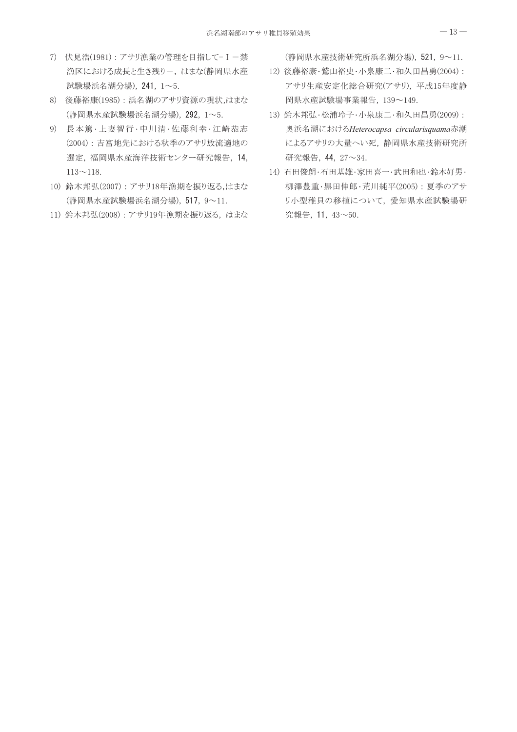7) 伏見浩(1981)：アサリ漁業の管理を目指して－Ｉ－禁漁区における成長と生き残り－，はまな(静岡県水産試験場浜名湖分場)，**241**，1～5.

8) 後藤裕康(1985)：浜名湖のアサリ資源の現状,はまな(静岡県水産試験場浜名湖分場)，**292**，1～5.

9) 長本篤・上妻智行・中川清・佐藤利幸・江崎恭志(2004)：吉富地先における秋季のアサリ放流適地の選定，福岡県水産海洋技術センター研究報告，**14**，113～118.

10) 鈴木邦弘(2007)：アサリ18年漁期を振り返る,はまな(静岡県水産試験場浜名湖分場)，**517**，9～11.

11) 鈴木邦弘(2008)：アサリ19年漁期を振り返る，はまな(静岡県水産技術研究所浜名湖分場)，**521**，9～11.

12) 後藤裕康・鷲山裕史・小泉康二・和久田昌勇(2004)：アサリ生産安定化総合研究(アサリ)，平成15年度静岡県水産試験場事業報告，139～149.

13) 鈴木邦弘・松浦玲子・小泉康二・和久田昌勇(2009)：奥浜名湖における*Heterocapsa circularisquama*赤潮によるアサリの大量へい死，静岡県水産技術研究所研究報告，**44**，27～34.

14) 石田俊朗・石田基雄・家田喜一・武田和也・鈴木好男・柳澤豊重・黒田伸郎・荒川純平(2005)：夏季のアサリ小型稚貝の移植について，愛知県水産試験場研究報告，**11**，43～50.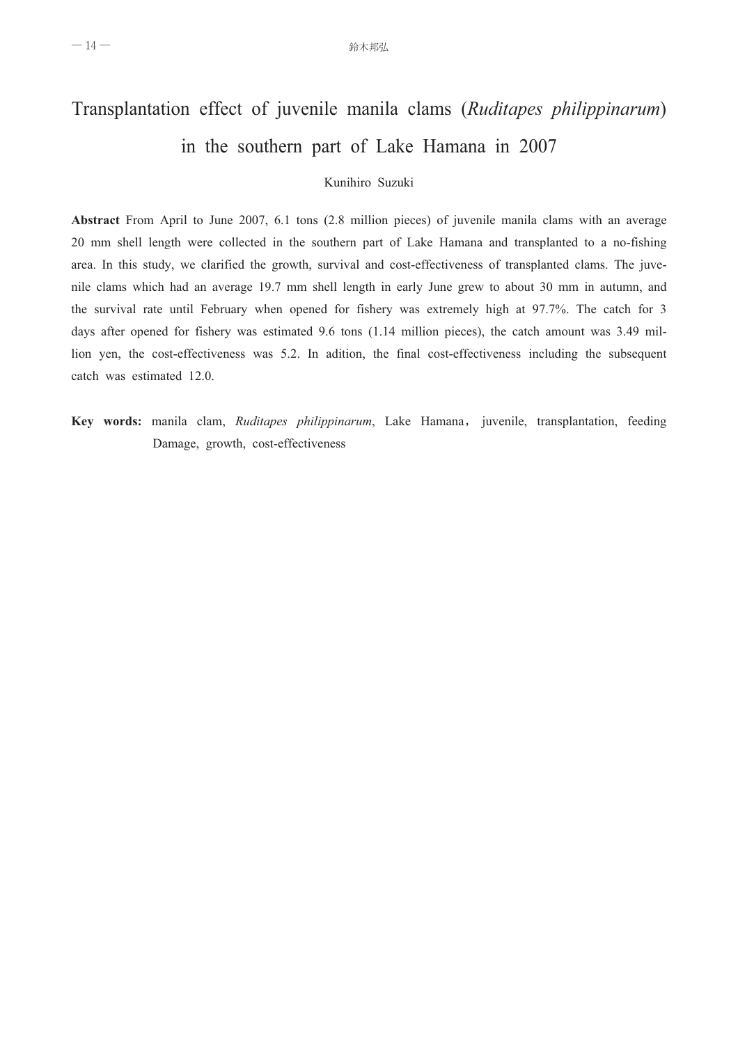# Transplantation effect of juvenile manila clams (*Ruditapes philippinarum*) in the southern part of Lake Hamana in 2007

Kunihiro Suzuki

**Abstract** From April to June 2007, 6.1 tons (2.8 million pieces) of juvenile manila clams with an average 20 mm shell length were collected in the southern part of Lake Hamana and transplanted to a no-fishing area. In this study, we clarified the growth, survival and cost-effectiveness of transplanted clams. The juvenile clams which had an average 19.7 mm shell length in early June grew to about 30 mm in autumn, and the survival rate until February when opened for fishery was extremely high at 97.7%. The catch for 3 days after opened for fishery was estimated 9.6 tons (1.14 million pieces), the catch amount was 3.49 million yen, the cost-effectiveness was 5.2. In adition, the final cost-effectiveness including the subsequent catch was estimated 12.0.

**Key words:** manila clam, *Ruditapes philippinarum*, Lake Hamana, juvenile, transplantation, feeding Damage, growth, cost-effectiveness